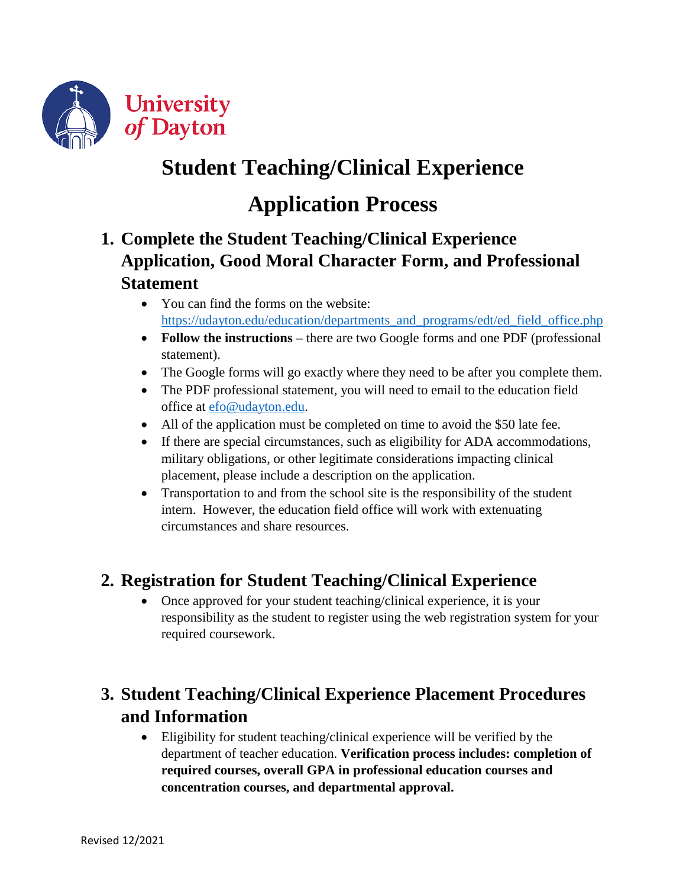# Student Teaching/Clinical Experience

# Application Process

## 1. Complete the Student Teaching/Clinical Experience Application, Good Moral Character Form, and Professional Statement

- You can find the forms on the website: https://udayton.edu/education/departments_and_programs/edt/ed_field_office.php
- **Follow the instructions –** there are two Google forms and one PDF (professional statement).
- The Google forms will go exactly where they need to be after you complete them.
- The PDF professional statement, you will need to email to the education field office at efo@udayton.edu.
- All of the application must be completed on time to avoid the $50 late fee.
- If there are special circumstances, such as eligibility for ADA accommodations, military obligations, or other legitimate considerations impacting clinical placement, please include a description on the application.
- Transportation to and from the school site is the responsibility of the student intern. However, the education field office will work with extenuating circumstances and share resources.

## 2. Registration for Student Teaching/Clinical Experience

- Once approved for your student teaching/clinical experience, it is your responsibility as the student to register using the web registration system for your required coursework.

## 3. Student Teaching/Clinical Experience Placement Procedures and Information

- Eligibility for student teaching/clinical experience will be verified by the department of teacher education. **Verification process includes: completion of required courses, overall GPA in professional education courses and concentration courses, and departmental approval.**

Revised 12/2021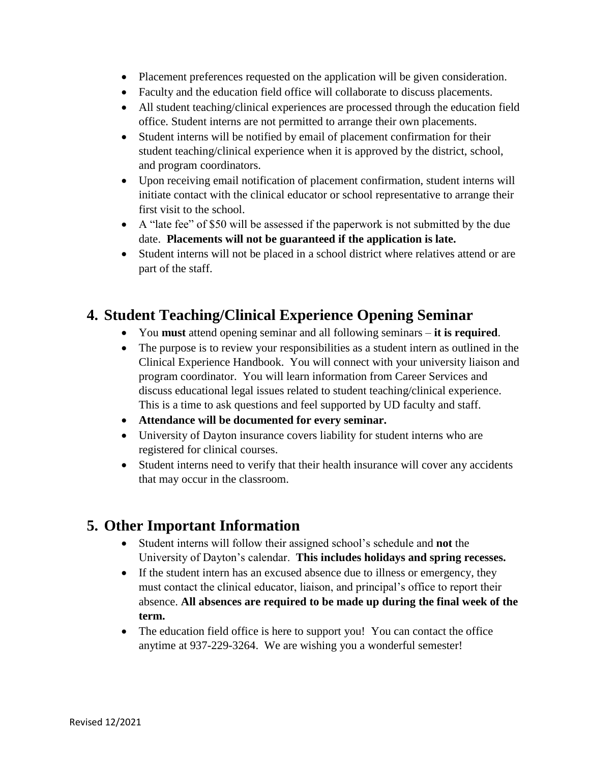- Placement preferences requested on the application will be given consideration.
- Faculty and the education field office will collaborate to discuss placements.
- All student teaching/clinical experiences are processed through the education field office. Student interns are not permitted to arrange their own placements.
- Student interns will be notified by email of placement confirmation for their student teaching/clinical experience when it is approved by the district, school, and program coordinators.
- Upon receiving email notification of placement confirmation, student interns will initiate contact with the clinical educator or school representative to arrange their first visit to the school.
- A "late fee" of $50 will be assessed if the paperwork is not submitted by the due date. **Placements will not be guaranteed if the application is late.**
- Student interns will not be placed in a school district where relatives attend or are part of the staff.

## 4. Student Teaching/Clinical Experience Opening Seminar

- You **must** attend opening seminar and all following seminars – **it is required**.
- The purpose is to review your responsibilities as a student intern as outlined in the Clinical Experience Handbook. You will connect with your university liaison and program coordinator. You will learn information from Career Services and discuss educational legal issues related to student teaching/clinical experience. This is a time to ask questions and feel supported by UD faculty and staff.
- **Attendance will be documented for every seminar.**
- University of Dayton insurance covers liability for student interns who are registered for clinical courses.
- Student interns need to verify that their health insurance will cover any accidents that may occur in the classroom.

## 5. Other Important Information

- Student interns will follow their assigned school's schedule and **not** the University of Dayton's calendar. **This includes holidays and spring recesses.**
- If the student intern has an excused absence due to illness or emergency, they must contact the clinical educator, liaison, and principal's office to report their absence. **All absences are required to be made up during the final week of the term.**
- The education field office is here to support you! You can contact the office anytime at 937-229-3264. We are wishing you a wonderful semester!

Revised 12/2021